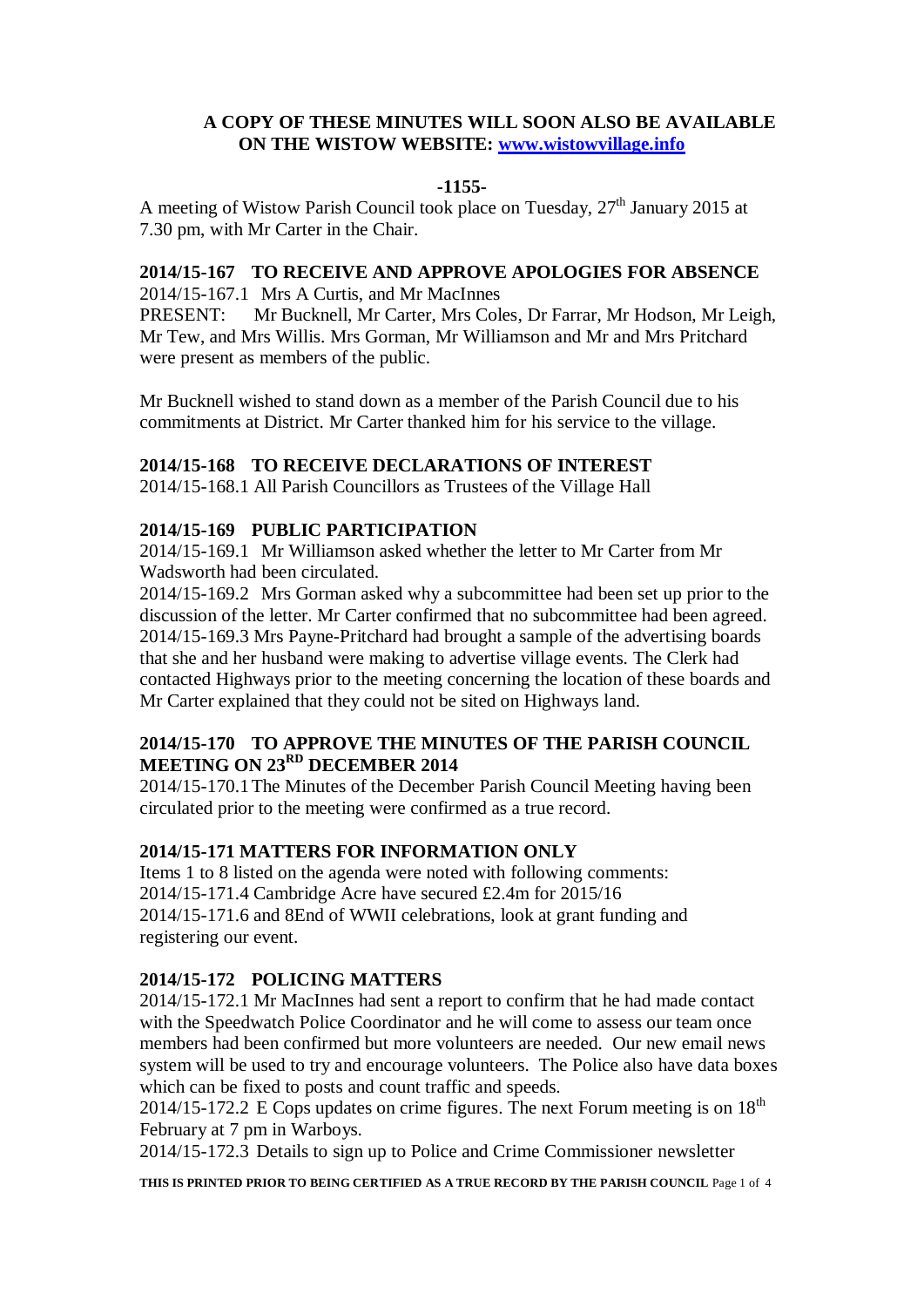**A COPY OF THESE MINUTES WILL SOON ALSO BE AVAILABLE ON THE WISTOW WEBSITE: [www.wistowvillage.info](http://www.wistowvillage.info)**

**-1155-**

A meeting of Wistow Parish Council took place on Tuesday, 27th January 2015 at 7.30 pm, with Mr Carter in the Chair.

**2014/15-167 TO RECEIVE AND APPROVE APOLOGIES FOR ABSENCE**

2014/15-167.1 Mrs A Curtis, and Mr MacInnes

PRESENT: Mr Bucknell, Mr Carter, Mrs Coles, Dr Farrar, Mr Hodson, Mr Leigh, Mr Tew, and Mrs Willis. Mrs Gorman, Mr Williamson and Mr and Mrs Pritchard were present as members of the public.

Mr Bucknell wished to stand down as a member of the Parish Council due to his commitments at District. Mr Carter thanked him for his service to the village.

**2014/15-168 TO RECEIVE DECLARATIONS OF INTEREST**

2014/15-168.1 All Parish Councillors as Trustees of the Village Hall

**2014/15-169 PUBLIC PARTICIPATION**

2014/15-169.1 Mr Williamson asked whether the letter to Mr Carter from Mr Wadsworth had been circulated.

2014/15-169.2 Mrs Gorman asked why a subcommittee had been set up prior to the discussion of the letter. Mr Carter confirmed that no subcommittee had been agreed.

2014/15-169.3 Mrs Payne-Pritchard had brought a sample of the advertising boards that she and her husband were making to advertise village events. The Clerk had contacted Highways prior to the meeting concerning the location of these boards and Mr Carter explained that they could not be sited on Highways land.

**2014/15-170 TO APPROVE THE MINUTES OF THE PARISH COUNCIL MEETING ON 23RD DECEMBER 2014**

2014/15-170.1 The Minutes of the December Parish Council Meeting having been circulated prior to the meeting were confirmed as a true record.

**2014/15-171 MATTERS FOR INFORMATION ONLY**

Items 1 to 8 listed on the agenda were noted with following comments:

2014/15-171.4 Cambridge Acre have secured £2.4m for 2015/16

2014/15-171.6 and 8End of WWII celebrations, look at grant funding and registering our event.

**2014/15-172 POLICING MATTERS**

2014/15-172.1 Mr MacInnes had sent a report to confirm that he had made contact with the Speedwatch Police Coordinator and he will come to assess our team once members had been confirmed but more volunteers are needed. Our new email news system will be used to try and encourage volunteers. The Police also have data boxes which can be fixed to posts and count traffic and speeds.

2014/15-172.2 E Cops updates on crime figures. The next Forum meeting is on 18th February at 7 pm in Warboys.

2014/15-172.3 Details to sign up to Police and Crime Commissioner newsletter

THIS IS PRINTED PRIOR TO BEING CERTIFIED AS A TRUE RECORD BY THE PARISH COUNCIL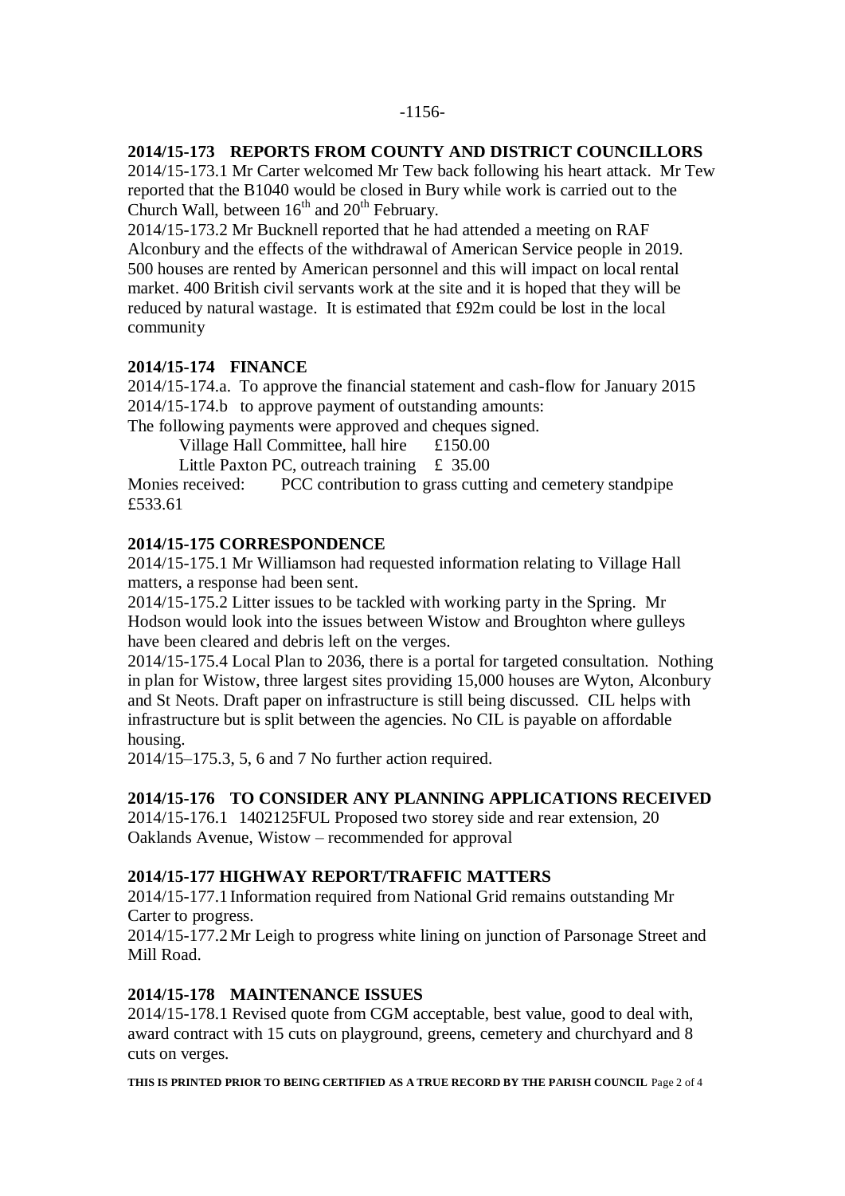## 2014/15-173 REPORTS FROM COUNTY AND DISTRICT COUNCILLORS

2014/15-173.1 Mr Carter welcomed Mr Tew back following his heart attack. Mr Tew reported that the B1040 would be closed in Bury while work is carried out to the Church Wall, between 16th and 20th February.

2014/15-173.2 Mr Bucknell reported that he had attended a meeting on RAF Alconbury and the effects of the withdrawal of American Service people in 2019. 500 houses are rented by American personnel and this will impact on local rental market. 400 British civil servants work at the site and it is hoped that they will be reduced by natural wastage. It is estimated that £92m could be lost in the local community

## 2014/15-174 FINANCE

2014/15-174.a. To approve the financial statement and cash-flow for January 2015

2014/15-174.b to approve payment of outstanding amounts:

The following payments were approved and cheques signed.

Village Hall Committee, hall hire £150.00

Little Paxton PC, outreach training £ 35.00

Monies received: PCC contribution to grass cutting and cemetery standpipe £533.61

## 2014/15-175 CORRESPONDENCE

2014/15-175.1 Mr Williamson had requested information relating to Village Hall matters, a response had been sent.

2014/15-175.2 Litter issues to be tackled with working party in the Spring. Mr Hodson would look into the issues between Wistow and Broughton where gulleys have been cleared and debris left on the verges.

2014/15-175.4 Local Plan to 2036, there is a portal for targeted consultation. Nothing in plan for Wistow, three largest sites providing 15,000 houses are Wyton, Alconbury and St Neots. Draft paper on infrastructure is still being discussed. CIL helps with infrastructure but is split between the agencies. No CIL is payable on affordable housing.

2014/15–175.3, 5, 6 and 7 No further action required.

## 2014/15-176 TO CONSIDER ANY PLANNING APPLICATIONS RECEIVED

2014/15-176.1 1402125FUL Proposed two storey side and rear extension, 20 Oaklands Avenue, Wistow – recommended for approval

## 2014/15-177 HIGHWAY REPORT/TRAFFIC MATTERS

2014/15-177.1 Information required from National Grid remains outstanding Mr Carter to progress.

2014/15-177.2 Mr Leigh to progress white lining on junction of Parsonage Street and Mill Road.

## 2014/15-178 MAINTENANCE ISSUES

2014/15-178.1 Revised quote from CGM acceptable, best value, good to deal with, award contract with 15 cuts on playground, greens, cemetery and churchyard and 8 cuts on verges.

**THIS IS PRINTED PRIOR TO BEING CERTIFIED AS A TRUE RECORD BY THE PARISH COUNCIL**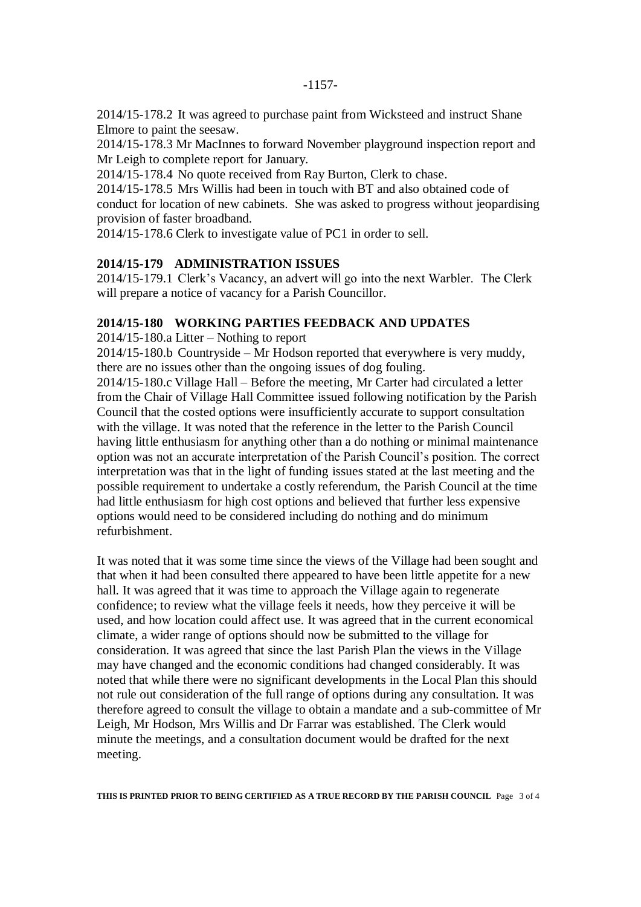2014/15-178.2 It was agreed to purchase paint from Wicksteed and instruct Shane Elmore to paint the seesaw.

2014/15-178.3 Mr MacInnes to forward November playground inspection report and Mr Leigh to complete report for January.

2014/15-178.4 No quote received from Ray Burton, Clerk to chase.

2014/15-178.5 Mrs Willis had been in touch with BT and also obtained code of conduct for location of new cabinets. She was asked to progress without jeopardising provision of faster broadband.

2014/15-178.6 Clerk to investigate value of PC1 in order to sell.

**2014/15-179 ADMINISTRATION ISSUES**

2014/15-179.1 Clerk's Vacancy, an advert will go into the next Warbler. The Clerk will prepare a notice of vacancy for a Parish Councillor.

**2014/15-180 WORKING PARTIES FEEDBACK AND UPDATES**

2014/15-180.a Litter – Nothing to report

2014/15-180.b Countryside – Mr Hodson reported that everywhere is very muddy, there are no issues other than the ongoing issues of dog fouling.

2014/15-180.c Village Hall – Before the meeting, Mr Carter had circulated a letter from the Chair of Village Hall Committee issued following notification by the Parish Council that the costed options were insufficiently accurate to support consultation with the village. It was noted that the reference in the letter to the Parish Council having little enthusiasm for anything other than a do nothing or minimal maintenance option was not an accurate interpretation of the Parish Council's position. The correct interpretation was that in the light of funding issues stated at the last meeting and the possible requirement to undertake a costly referendum, the Parish Council at the time had little enthusiasm for high cost options and believed that further less expensive options would need to be considered including do nothing and do minimum refurbishment.

It was noted that it was some time since the views of the Village had been sought and that when it had been consulted there appeared to have been little appetite for a new hall. It was agreed that it was time to approach the Village again to regenerate confidence; to review what the village feels it needs, how they perceive it will be used, and how location could affect use. It was agreed that in the current economical climate, a wider range of options should now be submitted to the village for consideration. It was agreed that since the last Parish Plan the views in the Village may have changed and the economic conditions had changed considerably. It was noted that while there were no significant developments in the Local Plan this should not rule out consideration of the full range of options during any consultation. It was therefore agreed to consult the village to obtain a mandate and a sub-committee of Mr Leigh, Mr Hodson, Mrs Willis and Dr Farrar was established. The Clerk would minute the meetings, and a consultation document would be drafted for the next meeting.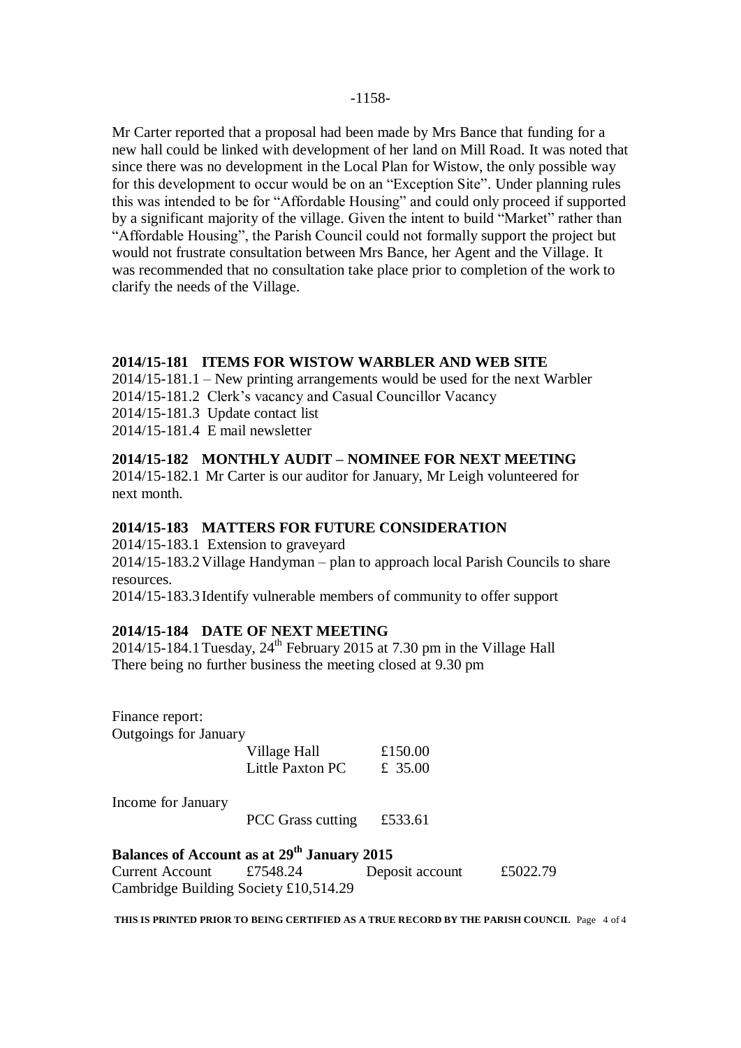Mr Carter reported that a proposal had been made by Mrs Bance that funding for a new hall could be linked with development of her land on Mill Road. It was noted that since there was no development in the Local Plan for Wistow, the only possible way for this development to occur would be on an "Exception Site". Under planning rules this was intended to be for "Affordable Housing" and could only proceed if supported by a significant majority of the village. Given the intent to build "Market" rather than "Affordable Housing", the Parish Council could not formally support the project but would not frustrate consultation between Mrs Bance, her Agent and the Village. It was recommended that no consultation take place prior to completion of the work to clarify the needs of the Village.

**2014/15-181 ITEMS FOR WISTOW WARBLER AND WEB SITE**

2014/15-181.1 – New printing arrangements would be used for the next Warbler
2014/15-181.2 Clerk's vacancy and Casual Councillor Vacancy
2014/15-181.3 Update contact list
2014/15-181.4 E mail newsletter

**2014/15-182 MONTHLY AUDIT – NOMINEE FOR NEXT MEETING**

2014/15-182.1 Mr Carter is our auditor for January, Mr Leigh volunteered for next month.

**2014/15-183 MATTERS FOR FUTURE CONSIDERATION**

2014/15-183.1 Extension to graveyard
2014/15-183.2 Village Handyman – plan to approach local Parish Councils to share resources.
2014/15-183.3 Identify vulnerable members of community to offer support

**2014/15-184 DATE OF NEXT MEETING**

2014/15-184.1 Tuesday, 24th February 2015 at 7.30 pm in the Village Hall
There being no further business the meeting closed at 9.30 pm

Finance report:
Outgoings for January

| | | |
|---|---|---|
| | Village Hall | £150.00 |
| | Little Paxton PC | £ 35.00 |

Income for January

| | | |
|---|---|---|
| | PCC Grass cutting | £533.61 |

**Balances of Account as at 29th January 2015**

Current Account £7548.24 Deposit account £5022.79
Cambridge Building Society £10,514.29

**THIS IS PRINTED PRIOR TO BEING CERTIFIED AS A TRUE RECORD BY THE PARISH COUNCIL**